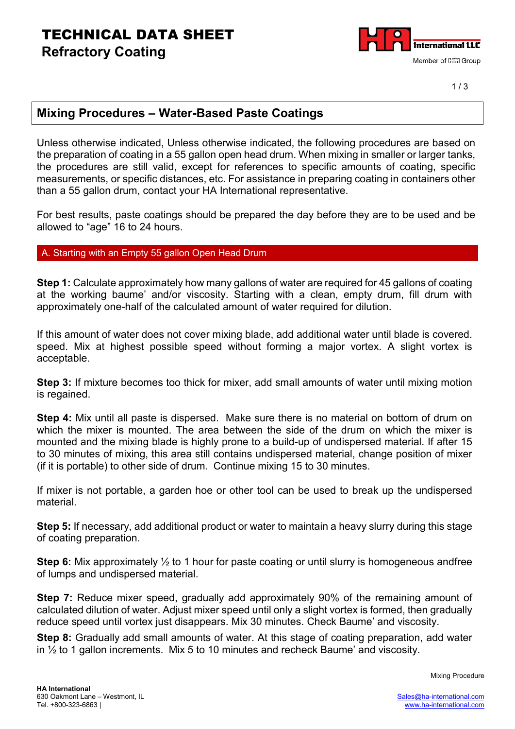# TECHNICAL DATA SHEET

## Refractory Coating

### Mixing Procedures – Water-Based Paste Coatings

Unless otherwise indicated, Unless otherwise indicated, the following procedures are based on the preparation of coating in a 55 gallon open head drum. When mixing in smaller or larger tanks, the procedures are still valid, except for references to specific amounts of coating, specific measurements, or specific distances, etc. For assistance in preparing coating in containers other than a 55 gallon drum, contact your HA International representative.

For best results, paste coatings should be prepared the day before they are to be used and be allowed to "age" 16 to 24 hours.

#### A. Starting with an Empty 55 gallon Open Head Drum

**Step 1:** Calculate approximately how many gallons of water are required for 45 gallons of coating at the working baume' and/or viscosity. Starting with a clean, empty drum, fill drum with approximately one-half of the calculated amount of water required for dilution.

If this amount of water does not cover mixing blade, add additional water until blade is covered. speed. Mix at highest possible speed without forming a major vortex. A slight vortex is acceptable.

**Step 3:** If mixture becomes too thick for mixer, add small amounts of water until mixing motion is regained.

**Step 4:** Mix until all paste is dispersed. Make sure there is no material on bottom of drum on which the mixer is mounted. The area between the side of the drum on which the mixer is mounted and the mixing blade is highly prone to a build-up of undispersed material. If after 15 to 30 minutes of mixing, this area still contains undispersed material, change position of mixer (if it is portable) to other side of drum. Continue mixing 15 to 30 minutes.

If mixer is not portable, a garden hoe or other tool can be used to break up the undispersed material.

**Step 5:** If necessary, add additional product or water to maintain a heavy slurry during this stage of coating preparation.

**Step 6:** Mix approximately ½ to 1 hour for paste coating or until slurry is homogeneous andfree of lumps and undispersed material.

**Step 7:** Reduce mixer speed, gradually add approximately 90% of the remaining amount of calculated dilution of water. Adjust mixer speed until only a slight vortex is formed, then gradually reduce speed until vortex just disappears. Mix 30 minutes. Check Baume' and viscosity.

**Step 8:** Gradually add small amounts of water. At this stage of coating preparation, add water in ½ to 1 gallon increments. Mix 5 to 10 minutes and recheck Baume' and viscosity.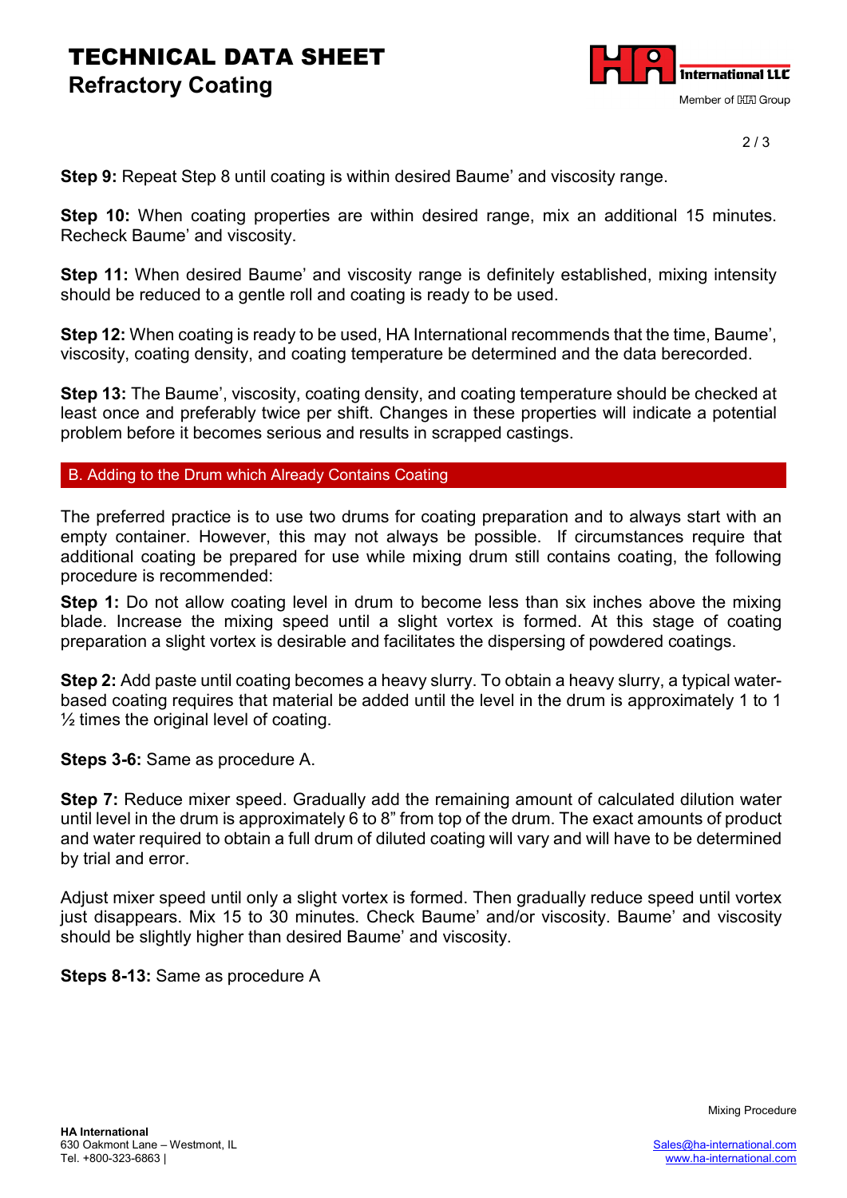**Step 9:** Repeat Step 8 until coating is within desired Baume' and viscosity range.

**Step 10:** When coating properties are within desired range, mix an additional 15 minutes. Recheck Baume' and viscosity.

**Step 11:** When desired Baume' and viscosity range is definitely established, mixing intensity should be reduced to a gentle roll and coating is ready to be used.

**Step 12:** When coating is ready to be used, HA International recommends that the time, Baume', viscosity, coating density, and coating temperature be determined and the data berecorded.

**Step 13:** The Baume', viscosity, coating density, and coating temperature should be checked at least once and preferably twice per shift. Changes in these properties will indicate a potential problem before it becomes serious and results in scrapped castings.

## B. Adding to the Drum which Already Contains Coating

The preferred practice is to use two drums for coating preparation and to always start with an empty container. However, this may not always be possible. If circumstances require that additional coating be prepared for use while mixing drum still contains coating, the following procedure is recommended:

**Step 1:** Do not allow coating level in drum to become less than six inches above the mixing blade. Increase the mixing speed until a slight vortex is formed. At this stage of coating preparation a slight vortex is desirable and facilitates the dispersing of powdered coatings.

**Step 2:** Add paste until coating becomes a heavy slurry. To obtain a heavy slurry, a typical water-based coating requires that material be added until the level in the drum is approximately 1 to 1 ½ times the original level of coating.

**Steps 3-6:** Same as procedure A.

**Step 7:** Reduce mixer speed. Gradually add the remaining amount of calculated dilution water until level in the drum is approximately 6 to 8" from top of the drum. The exact amounts of product and water required to obtain a full drum of diluted coating will vary and will have to be determined by trial and error.

Adjust mixer speed until only a slight vortex is formed. Then gradually reduce speed until vortex just disappears. Mix 15 to 30 minutes. Check Baume' and/or viscosity. Baume' and viscosity should be slightly higher than desired Baume' and viscosity.

**Steps 8-13:** Same as procedure A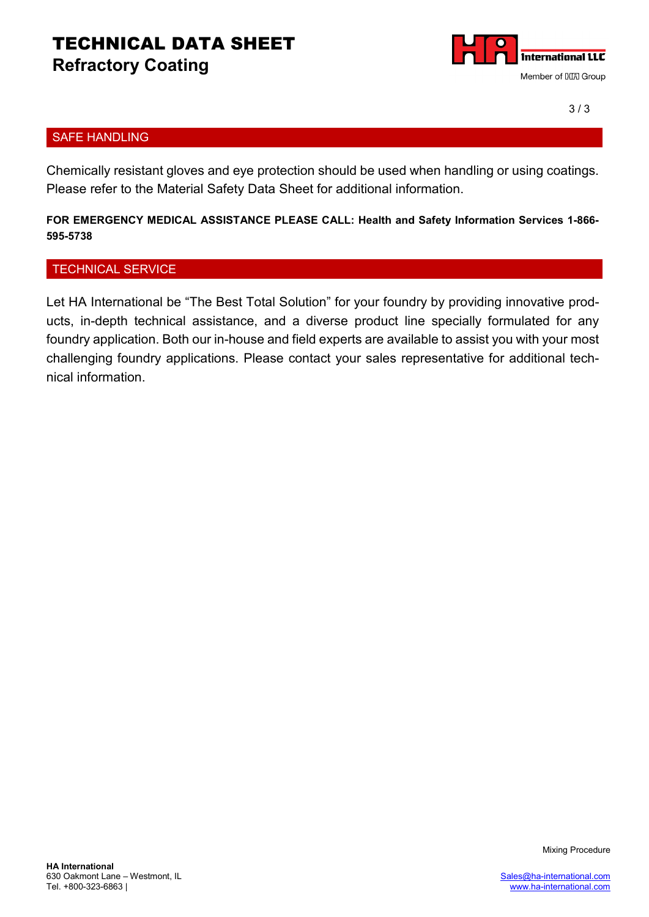## SAFE HANDLING

Chemically resistant gloves and eye protection should be used when handling or using coatings. Please refer to the Material Safety Data Sheet for additional information.

**FOR EMERGENCY MEDICAL ASSISTANCE PLEASE CALL: Health and Safety Information Services 1-866-595-5738**

## TECHNICAL SERVICE

Let HA International be "The Best Total Solution" for your foundry by providing innovative products, in-depth technical assistance, and a diverse product line specially formulated for any foundry application. Both our in-house and field experts are available to assist you with your most challenging foundry applications. Please contact your sales representative for additional technical information.